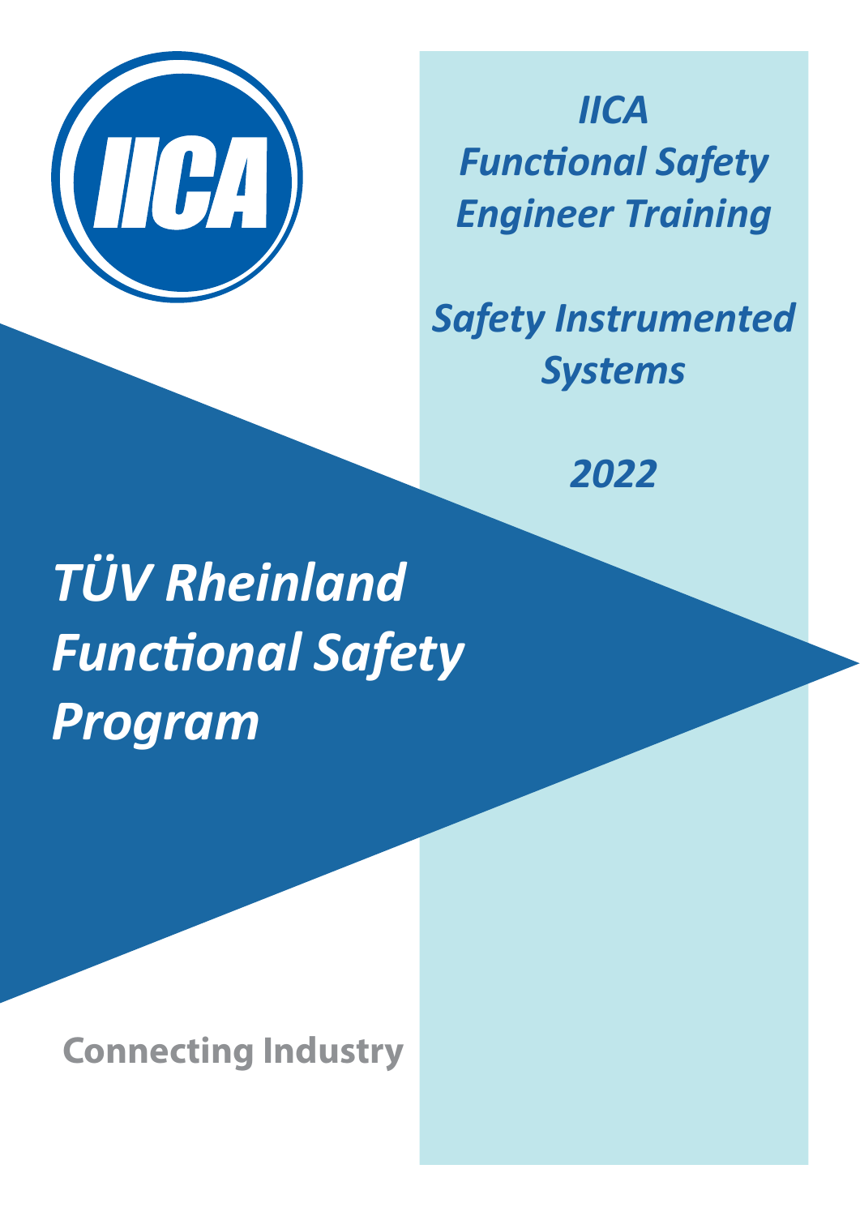IICA

# IICA Functional Safety Engineer Training

## Safety Instrumented Systems

## 2022

# TÜV Rheinland Functional Safety Program

**Connecting Industry**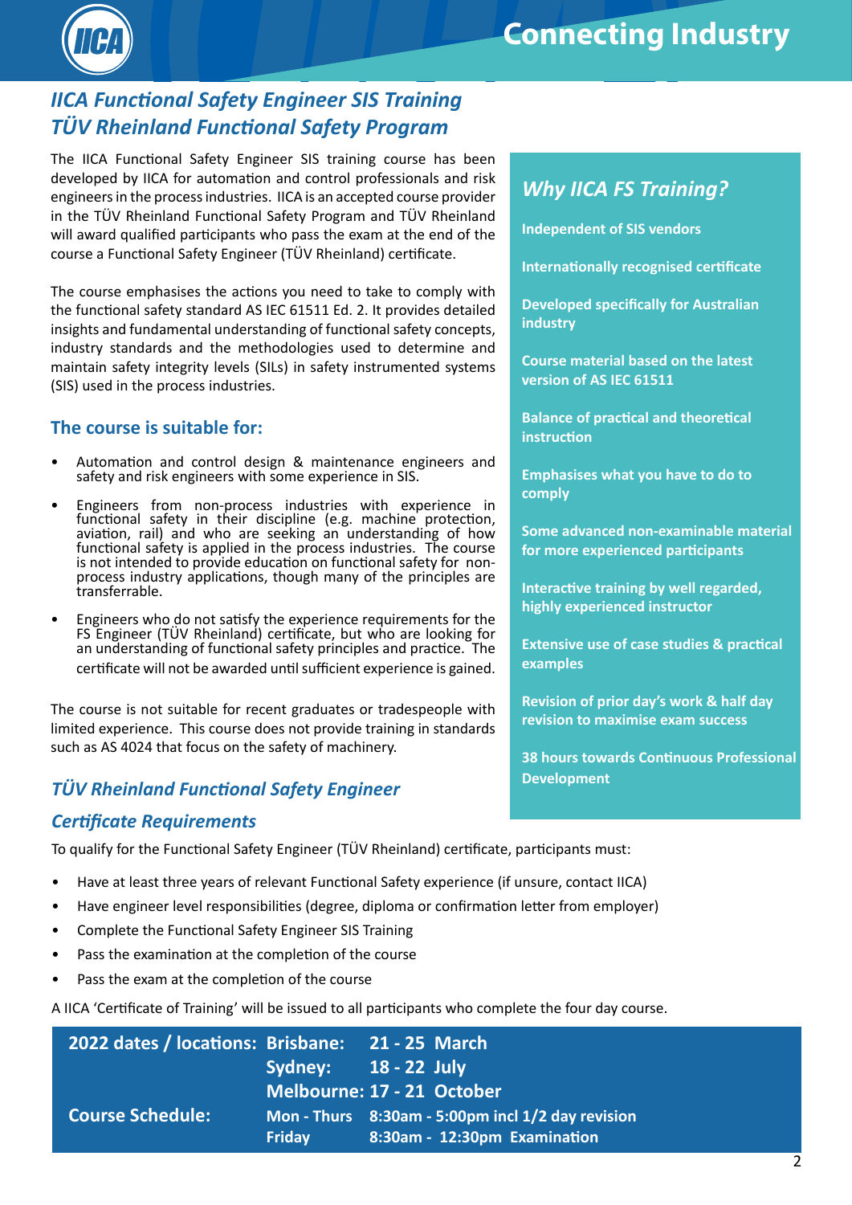## *IICA Functional Safety Engineer SIS Training*
## *TÜV Rheinland Functional Safety Program*

The IICA Functional Safety Engineer SIS training course has been developed by IICA for automation and control professionals and risk engineers in the process industries. IICA is an accepted course provider in the TÜV Rheinland Functional Safety Program and TÜV Rheinland will award qualified participants who pass the exam at the end of the course a Functional Safety Engineer (TÜV Rheinland) certificate.

The course emphasises the actions you need to take to comply with the functional safety standard AS IEC 61511 Ed. 2. It provides detailed insights and fundamental understanding of functional safety concepts, industry standards and the methodologies used to determine and maintain safety integrity levels (SILs) in safety instrumented systems (SIS) used in the process industries.

### The course is suitable for:

- Automation and control design & maintenance engineers and safety and risk engineers with some experience in SIS.
- Engineers from non-process industries with experience in functional safety in their discipline (e.g. machine protection, aviation, rail) and who are seeking an understanding of how functional safety is applied in the process industries. The course is not intended to provide education on functional safety for non-process industry applications, though many of the principles are transferrable.
- Engineers who do not satisfy the experience requirements for the FS Engineer (TÜV Rheinland) certificate, but who are looking for an understanding of functional safety principles and practice. The certificate will not be awarded until sufficient experience is gained.

The course is not suitable for recent graduates or tradespeople with limited experience. This course does not provide training in standards such as AS 4024 that focus on the safety of machinery.

### *Why IICA FS Training?*

**Independent of SIS vendors**

**Internationally recognised certificate**

**Developed specifically for Australian industry**

**Course material based on the latest version of AS IEC 61511**

**Balance of practical and theoretical instruction**

**Emphasises what you have to do to comply**

**Some advanced non-examinable material for more experienced participants**

**Interactive training by well regarded, highly experienced instructor**

**Extensive use of case studies & practical examples**

**Revision of prior day's work & half day revision to maximise exam success**

**38 hours towards Continuous Professional Development**

## *TÜV Rheinland Functional Safety Engineer*

### *Certificate Requirements*

To qualify for the Functional Safety Engineer (TÜV Rheinland) certificate, participants must:

- Have at least three years of relevant Functional Safety experience (if unsure, contact IICA)
- Have engineer level responsibilities (degree, diploma or confirmation letter from employer)
- Complete the Functional Safety Engineer SIS Training
- Pass the examination at the completion of the course
- Pass the exam at the completion of the course

A IICA 'Certificate of Training' will be issued to all participants who complete the four day course.

| | | |
|---|---|---|
| **2022 dates / locations:** | **Brisbane:** | **21 - 25 March** |
| | **Sydney:** | **18 - 22 July** |
| | **Melbourne:** | **17 - 21 October** |
| **Course Schedule:** | **Mon - Thurs** | **8:30am - 5:00pm incl 1/2 day revision** |
| | **Friday** | **8:30am - 12:30pm Examination** |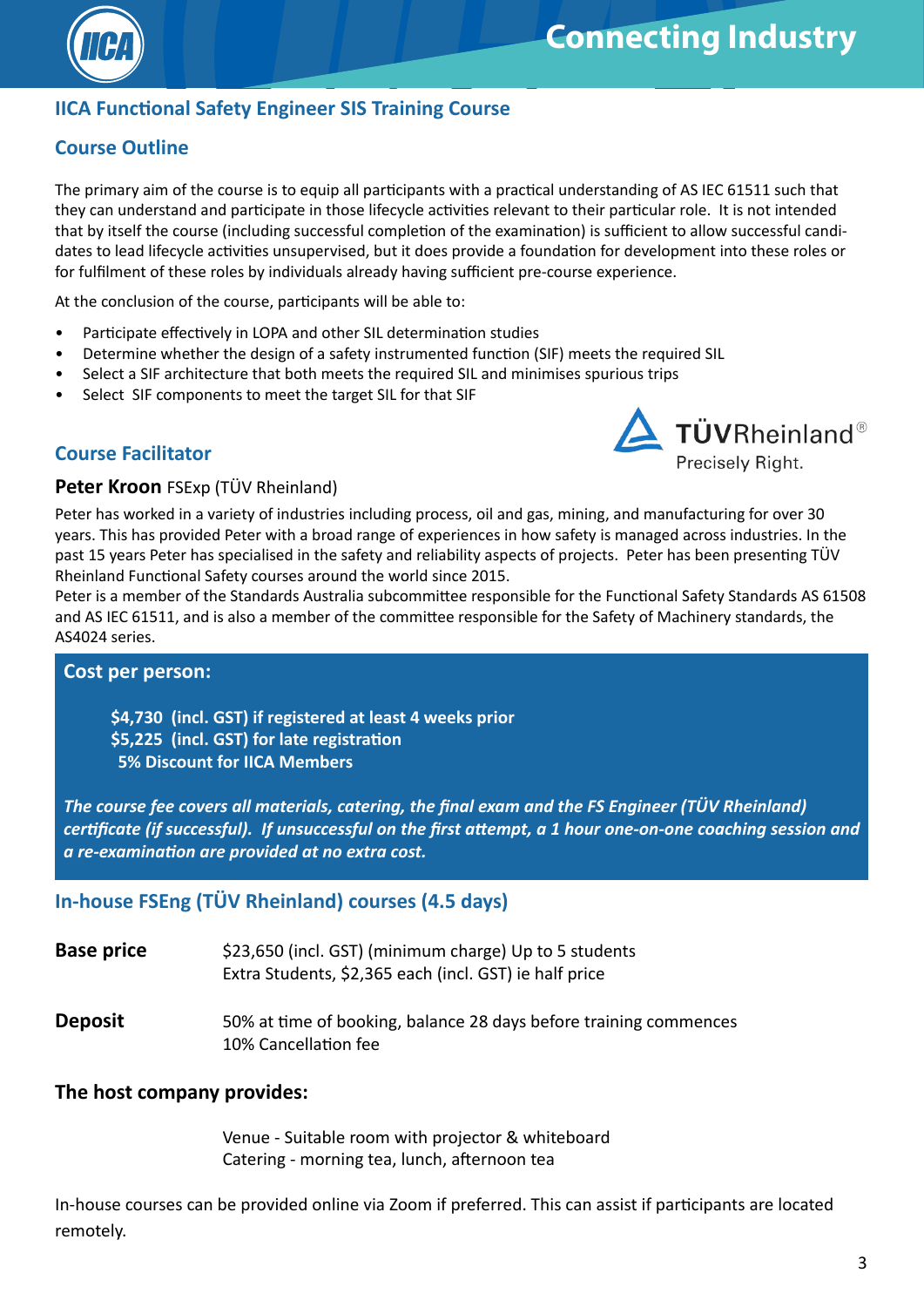## IICA Functional Safety Engineer SIS Training Course

### Course Outline

The primary aim of the course is to equip all participants with a practical understanding of AS IEC 61511 such that they can understand and participate in those lifecycle activities relevant to their particular role. It is not intended that by itself the course (including successful completion of the examination) is sufficient to allow successful candidates to lead lifecycle activities unsupervised, but it does provide a foundation for development into these roles or for fulfilment of these roles by individuals already having sufficient pre-course experience.

At the conclusion of the course, participants will be able to:

- Participate effectively in LOPA and other SIL determination studies
- Determine whether the design of a safety instrumented function (SIF) meets the required SIL
- Select a SIF architecture that both meets the required SIL and minimises spurious trips
- Select SIF components to meet the target SIL for that SIF

### Course Facilitator

**Peter Kroon** FSExp (TÜV Rheinland)

Peter has worked in a variety of industries including process, oil and gas, mining, and manufacturing for over 30 years. This has provided Peter with a broad range of experiences in how safety is managed across industries. In the past 15 years Peter has specialised in the safety and reliability aspects of projects. Peter has been presenting TÜV Rheinland Functional Safety courses around the world since 2015.
Peter is a member of the Standards Australia subcommittee responsible for the Functional Safety Standards AS 61508 and AS IEC 61511, and is also a member of the committee responsible for the Safety of Machinery standards, the AS4024 series.

**Cost per person:**

**$4,730 (incl. GST) if registered at least 4 weeks prior**
**$5,225 (incl. GST) for late registration**
**5% Discount for IICA Members**

***The course fee covers all materials, catering, the final exam and the FS Engineer (TÜV Rheinland) certificate (if successful). If unsuccessful on the first attempt, a 1 hour one-on-one coaching session and a re-examination are provided at no extra cost.***

### In-house FSEng (TÜV Rheinland) courses (4.5 days)

**Base price** — $23,650 (incl. GST) (minimum charge) Up to 5 students
Extra Students, $2,365 each (incl. GST) ie half price

**Deposit** — 50% at time of booking, balance 28 days before training commences
10% Cancellation fee

**The host company provides:**

Venue - Suitable room with projector & whiteboard
Catering - morning tea, lunch, afternoon tea

In-house courses can be provided online via Zoom if preferred. This can assist if participants are located remotely.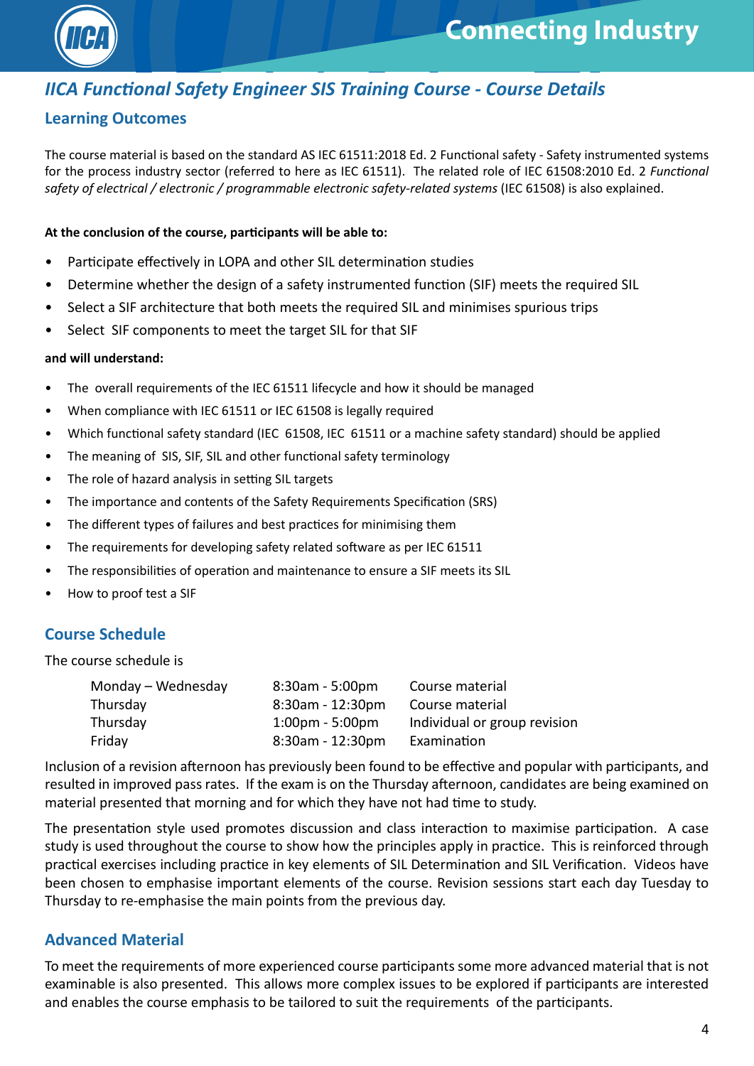# IICA Functional Safety Engineer SIS Training Course - Course Details

## Learning Outcomes

The course material is based on the standard AS IEC 61511:2018 Ed. 2 Functional safety - Safety instrumented systems for the process industry sector (referred to here as IEC 61511). The related role of IEC 61508:2010 Ed. 2 *Functional safety of electrical / electronic / programmable electronic safety-related systems* (IEC 61508) is also explained.

**At the conclusion of the course, participants will be able to:**

- Participate effectively in LOPA and other SIL determination studies
- Determine whether the design of a safety instrumented function (SIF) meets the required SIL
- Select a SIF architecture that both meets the required SIL and minimises spurious trips
- Select SIF components to meet the target SIL for that SIF

**and will understand:**

- The overall requirements of the IEC 61511 lifecycle and how it should be managed
- When compliance with IEC 61511 or IEC 61508 is legally required
- Which functional safety standard (IEC 61508, IEC 61511 or a machine safety standard) should be applied
- The meaning of SIS, SIF, SIL and other functional safety terminology
- The role of hazard analysis in setting SIL targets
- The importance and contents of the Safety Requirements Specification (SRS)
- The different types of failures and best practices for minimising them
- The requirements for developing safety related software as per IEC 61511
- The responsibilities of operation and maintenance to ensure a SIF meets its SIL
- How to proof test a SIF

## Course Schedule

The course schedule is

| | | |
|---|---|---|
| Monday – Wednesday | 8:30am - 5:00pm | Course material |
| Thursday | 8:30am - 12:30pm | Course material |
| Thursday | 1:00pm - 5:00pm | Individual or group revision |
| Friday | 8:30am - 12:30pm | Examination |

Inclusion of a revision afternoon has previously been found to be effective and popular with participants, and resulted in improved pass rates. If the exam is on the Thursday afternoon, candidates are being examined on material presented that morning and for which they have not had time to study.

The presentation style used promotes discussion and class interaction to maximise participation. A case study is used throughout the course to show how the principles apply in practice. This is reinforced through practical exercises including practice in key elements of SIL Determination and SIL Verification. Videos have been chosen to emphasise important elements of the course. Revision sessions start each day Tuesday to Thursday to re-emphasise the main points from the previous day.

## Advanced Material

To meet the requirements of more experienced course participants some more advanced material that is not examinable is also presented. This allows more complex issues to be explored if participants are interested and enables the course emphasis to be tailored to suit the requirements of the participants.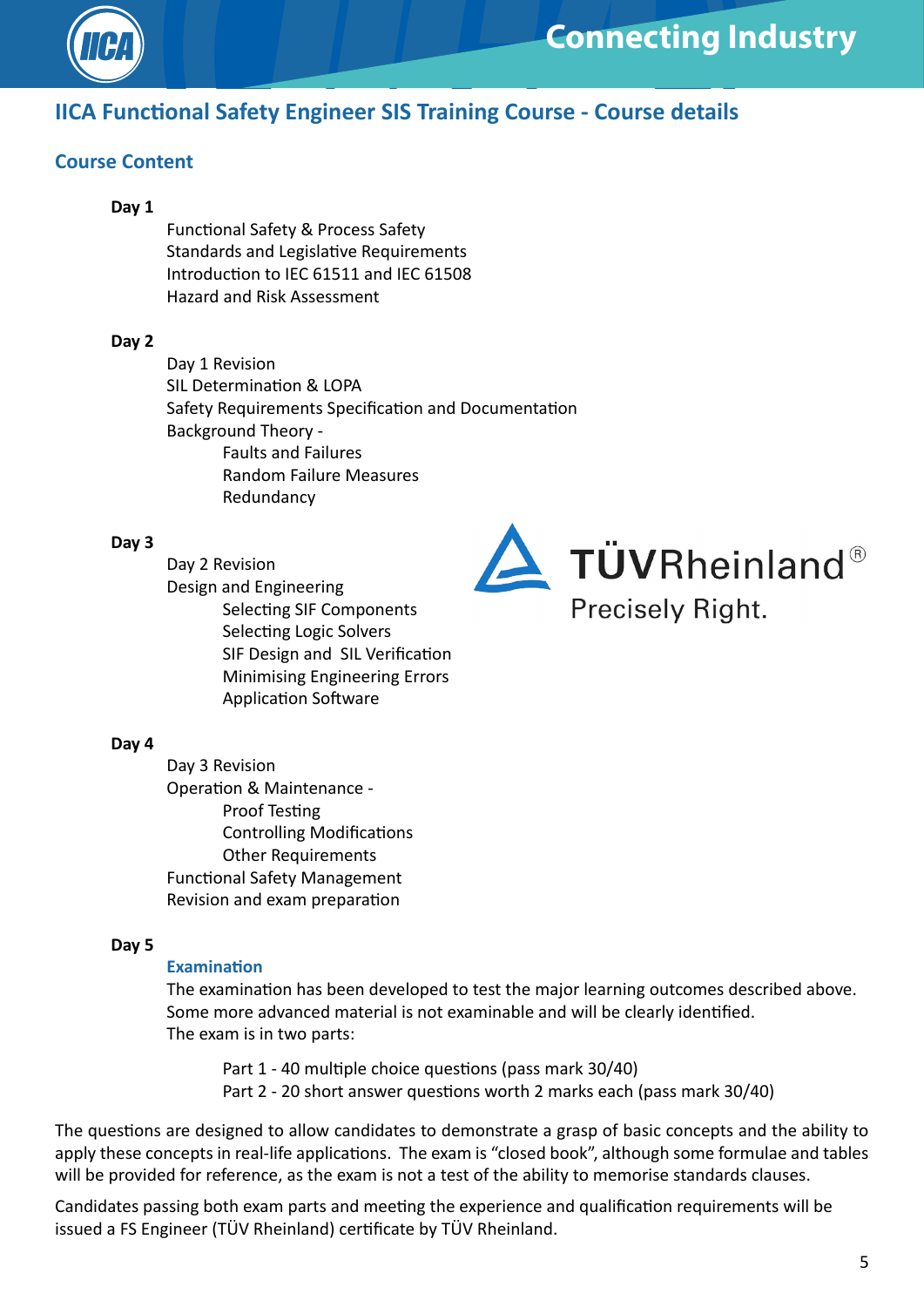# IICA Functional Safety Engineer SIS Training Course - Course details

## Course Content

**Day 1**

- Functional Safety & Process Safety
- Standards and Legislative Requirements
- Introduction to IEC 61511 and IEC 61508
- Hazard and Risk Assessment

**Day 2**

- Day 1 Revision
- SIL Determination & LOPA
- Safety Requirements Specification and Documentation
- Background Theory -
  - Faults and Failures
  - Random Failure Measures
  - Redundancy

**Day 3**

- Day 2 Revision
- Design and Engineering
  - Selecting SIF Components
  - Selecting Logic Solvers
  - SIF Design and SIL Verification
  - Minimising Engineering Errors
  - Application Software

**Day 4**

- Day 3 Revision
- Operation & Maintenance -
  - Proof Testing
  - Controlling Modifications
  - Other Requirements
- Functional Safety Management
- Revision and exam preparation

**Day 5**

### Examination

The examination has been developed to test the major learning outcomes described above. Some more advanced material is not examinable and will be clearly identified.
The exam is in two parts:

- Part 1 - 40 multiple choice questions (pass mark 30/40)
- Part 2 - 20 short answer questions worth 2 marks each (pass mark 30/40)

The questions are designed to allow candidates to demonstrate a grasp of basic concepts and the ability to apply these concepts in real-life applications. The exam is "closed book", although some formulae and tables will be provided for reference, as the exam is not a test of the ability to memorise standards clauses.

Candidates passing both exam parts and meeting the experience and qualification requirements will be issued a FS Engineer (TÜV Rheinland) certificate by TÜV Rheinland.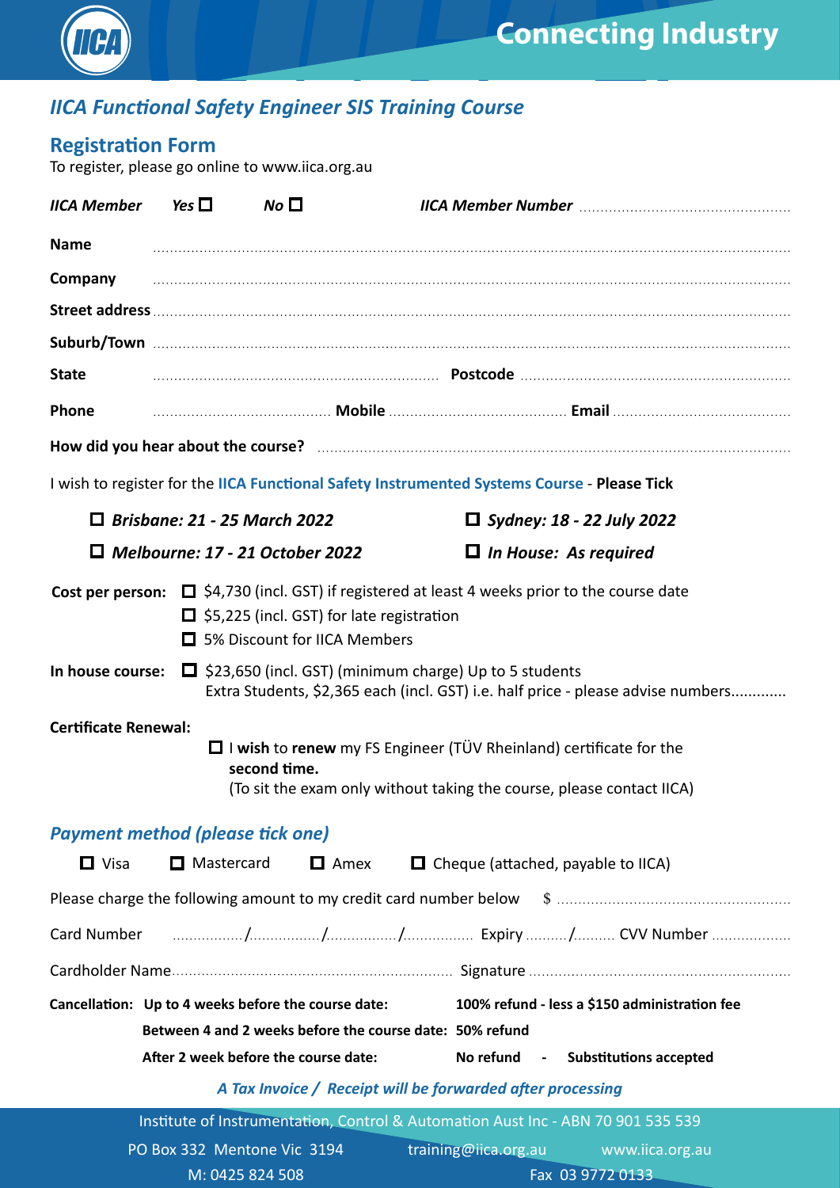IICA

**Connecting Industry**

## *IICA Functional Safety Engineer SIS Training Course*

## Registration Form

To register, please go online to www.iica.org.au

***IICA Member*** *Yes* ☐ *No* ☐ ***IICA Member Number*** ..................................................

**Name** ..................................................................................................................................................

**Company** ..................................................................................................................................................

**Street address** ..................................................................................................................................................

**Suburb/Town** ..................................................................................................................................................

**State** .................................................................. **Postcode** ..............................................................

**Phone** ......................................... **Mobile** ......................................... **Email** .........................................

**How did you hear about the course?** ..............................................................................................................

I wish to register for the **IICA Functional Safety Instrumented Systems Course** - **Please Tick**

☐ ***Brisbane: 21 - 25 March 2022***
☐ ***Sydney: 18 - 22 July 2022***
☐ ***Melbourne: 17 - 21 October 2022***
☐ ***In House: As required***

**Cost per person:** ☐ $4,730 (incl. GST) if registered at least 4 weeks prior to the course date
☐ $5,225 (incl. GST) for late registration
☐ 5% Discount for IICA Members

**In house course:** ☐ $23,650 (incl. GST) (minimum charge) Up to 5 students
Extra Students, $2,365 each (incl. GST) i.e. half price - please advise numbers.............

**Certificate Renewal:**
☐ I **wish** to **renew** my FS Engineer (TÜV Rheinland) certificate for the **second time.**
(To sit the exam only without taking the course, please contact IICA)

### *Payment method (please tick one)*

☐ Visa ☐ Mastercard ☐ Amex ☐ Cheque (attached, payable to IICA)

Please charge the following amount to my credit card number below $ ......................................................

Card Number ................./................./................./................ Expiry ........../.......... CVV Number ..................

Cardholder Name.................................................................. Signature .............................................................

| | | |
|---|---|---|
| **Cancellation:** | **Up to 4 weeks before the course date:** | **100% refund - less a $150 administration fee** |
| | **Between 4 and 2 weeks before the course date:** | **50% refund** |
| | **After 2 week before the course date:** | **No refund - Substitutions accepted** |

***A Tax Invoice / Receipt will be forwarded after processing***

Institute of Instrumentation, Control & Automation Aust Inc - ABN 70 901 535 539

PO Box 332 Mentone Vic 3194 training@iica.org.au www.iica.org.au

M: 0425 824 508 Fax 03 9772 0133